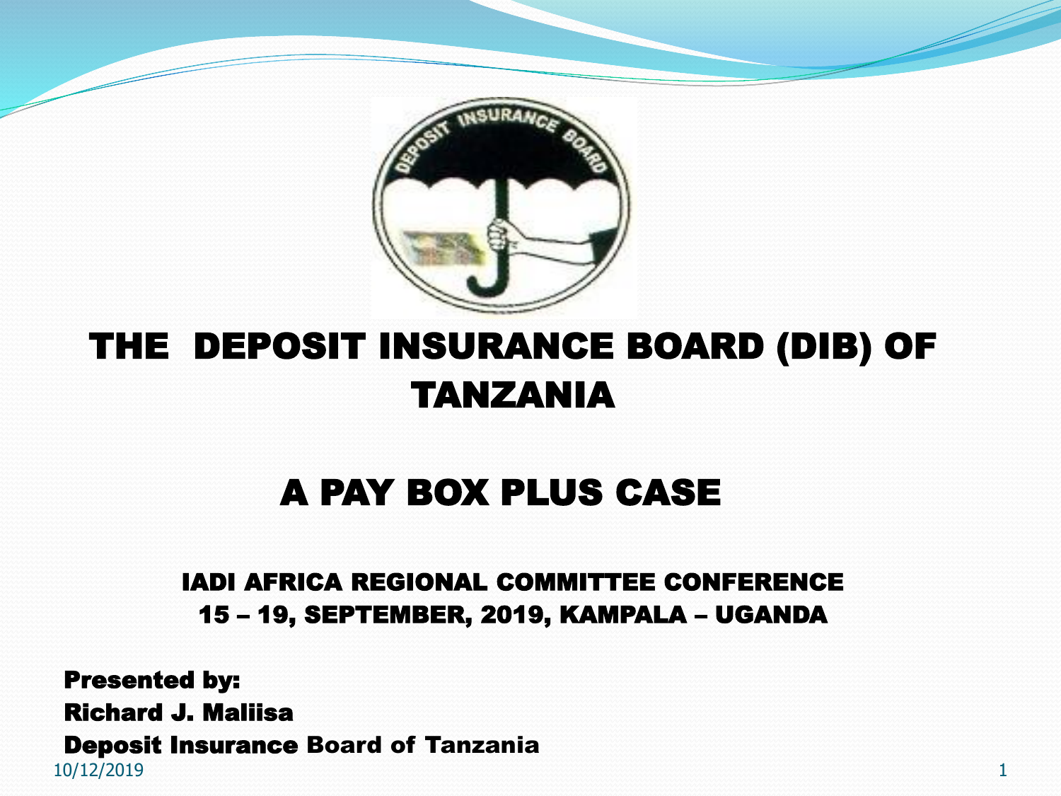# THE DEPOSIT INSURANCE BOARD (DIB) OF TANZANIA

## A PAY BOX PLUS CASE

**IADI AFRICA REGIONAL COMMITTEE CONFERENCE**
**15 – 19, SEPTEMBER, 2019, KAMPALA – UGANDA**

**Presented by:**
**Richard J. Maliisa**
**Deposit Insurance Board of Tanzania**

10/12/2019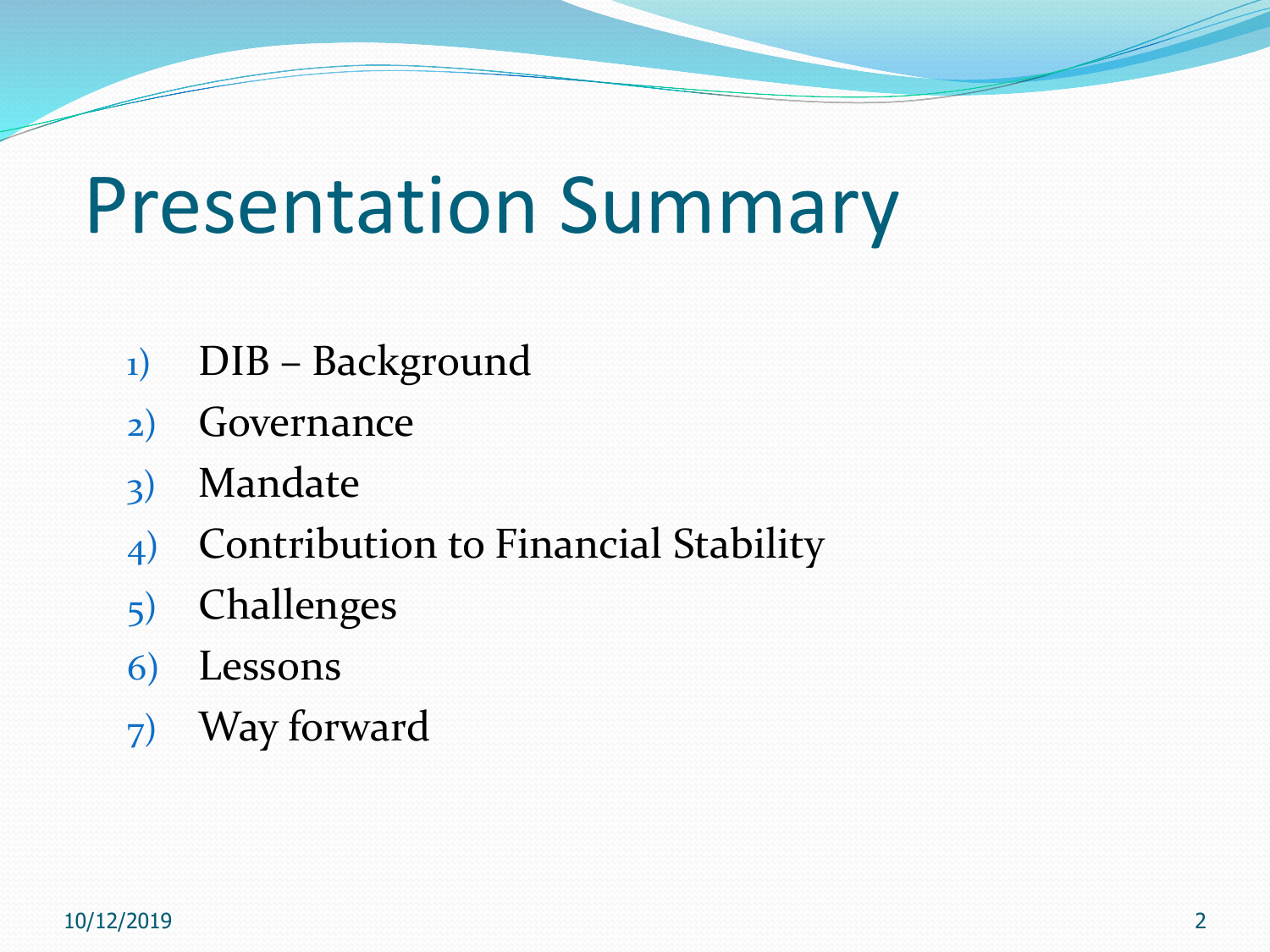# Presentation Summary

1) DIB – Background
2) Governance
3) Mandate
4) Contribution to Financial Stability
5) Challenges
6) Lessons
7) Way forward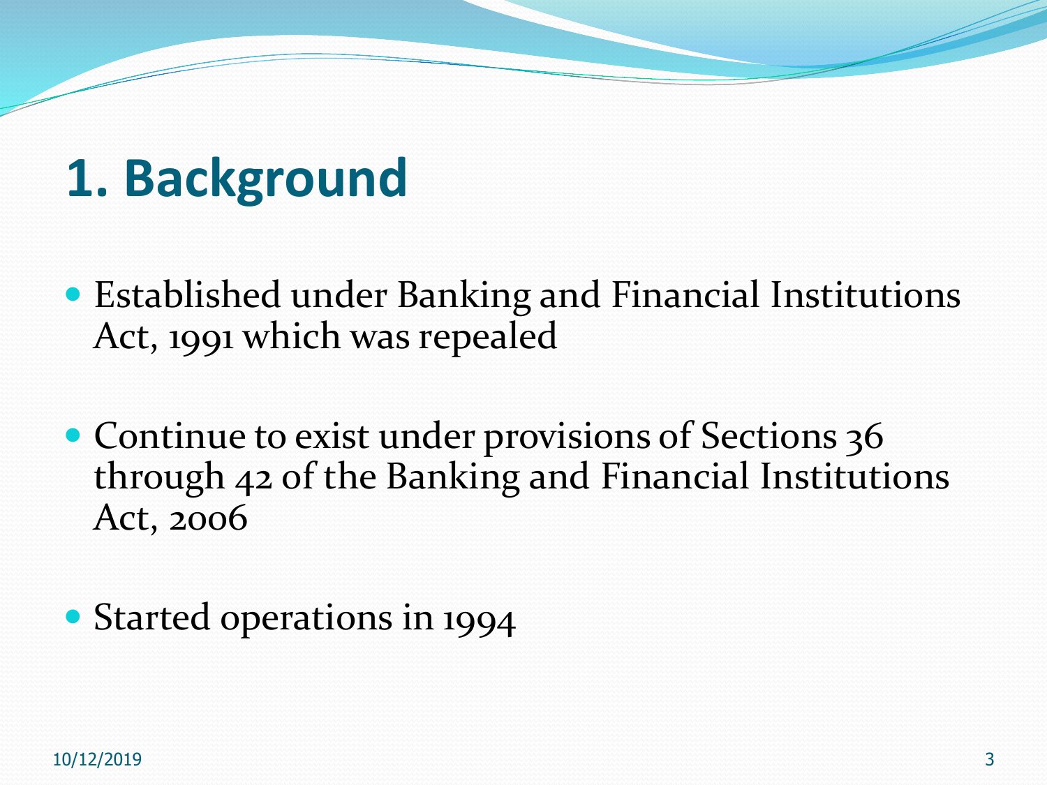# 1. Background

- Established under Banking and Financial Institutions Act, 1991 which was repealed
- Continue to exist under provisions of Sections 36 through 42 of the Banking and Financial Institutions Act, 2006
- Started operations in 1994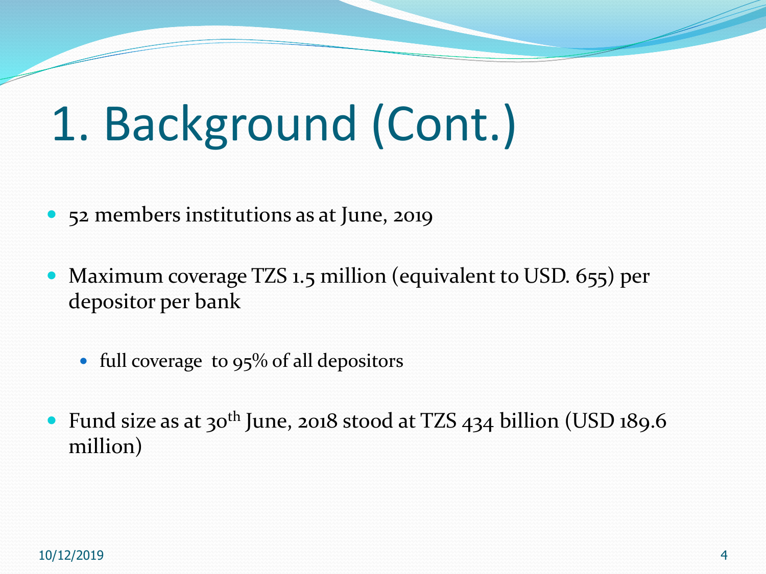# 1. Background (Cont.)

- 52 members institutions as at June, 2019
- Maximum coverage TZS 1.5 million (equivalent to USD. 655) per depositor per bank
  - full coverage to 95% of all depositors
- Fund size as at 30th June, 2018 stood at TZS 434 billion (USD 189.6 million)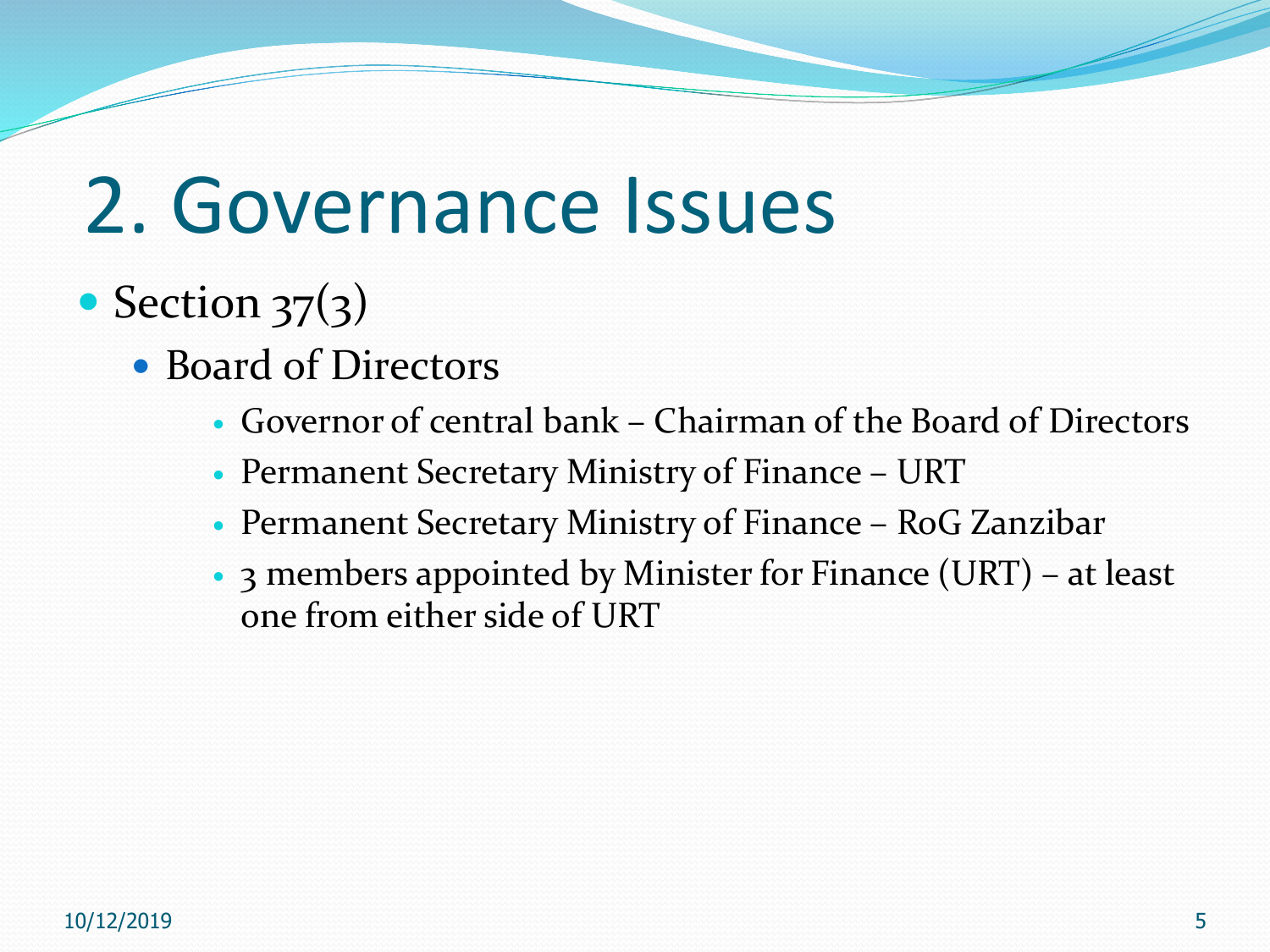# 2. Governance Issues

- Section 37(3)
  - Board of Directors
    - Governor of central bank – Chairman of the Board of Directors
    - Permanent Secretary Ministry of Finance – URT
    - Permanent Secretary Ministry of Finance – RoG Zanzibar
    - 3 members appointed by Minister for Finance (URT) – at least one from either side of URT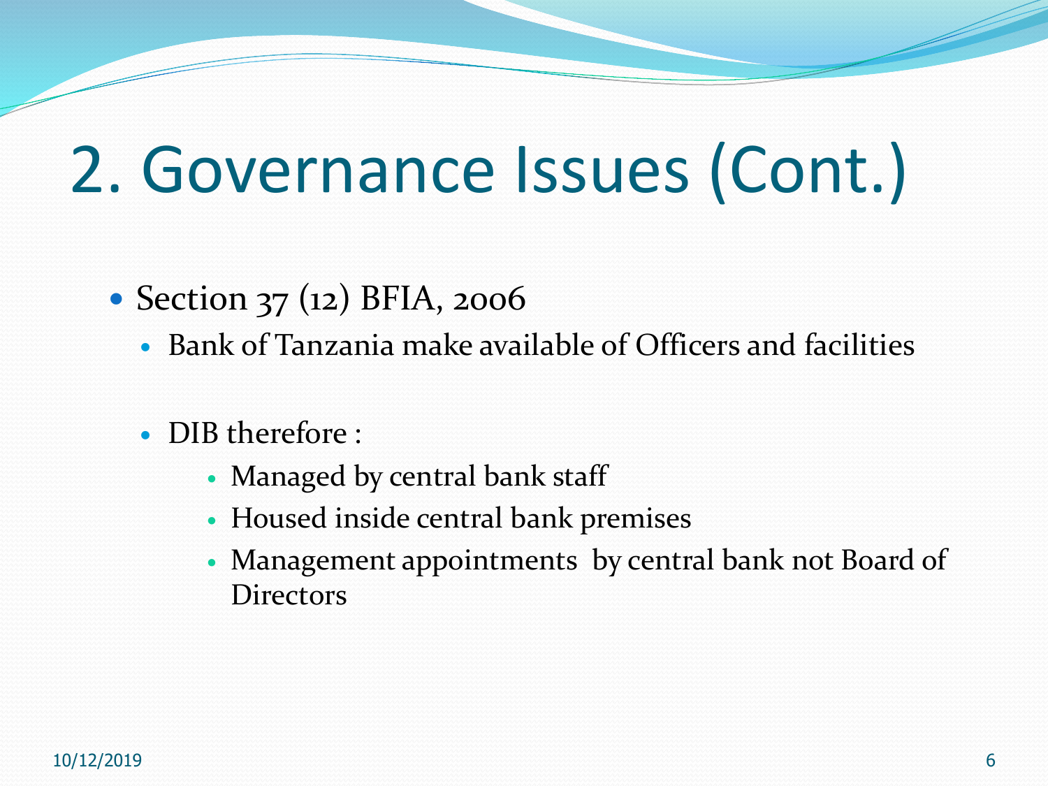# 2. Governance Issues (Cont.)

- Section 37 (12) BFIA, 2006
  - Bank of Tanzania make available of Officers and facilities
  - DIB therefore :
    - Managed by central bank staff
    - Housed inside central bank premises
    - Management appointments by central bank not Board of Directors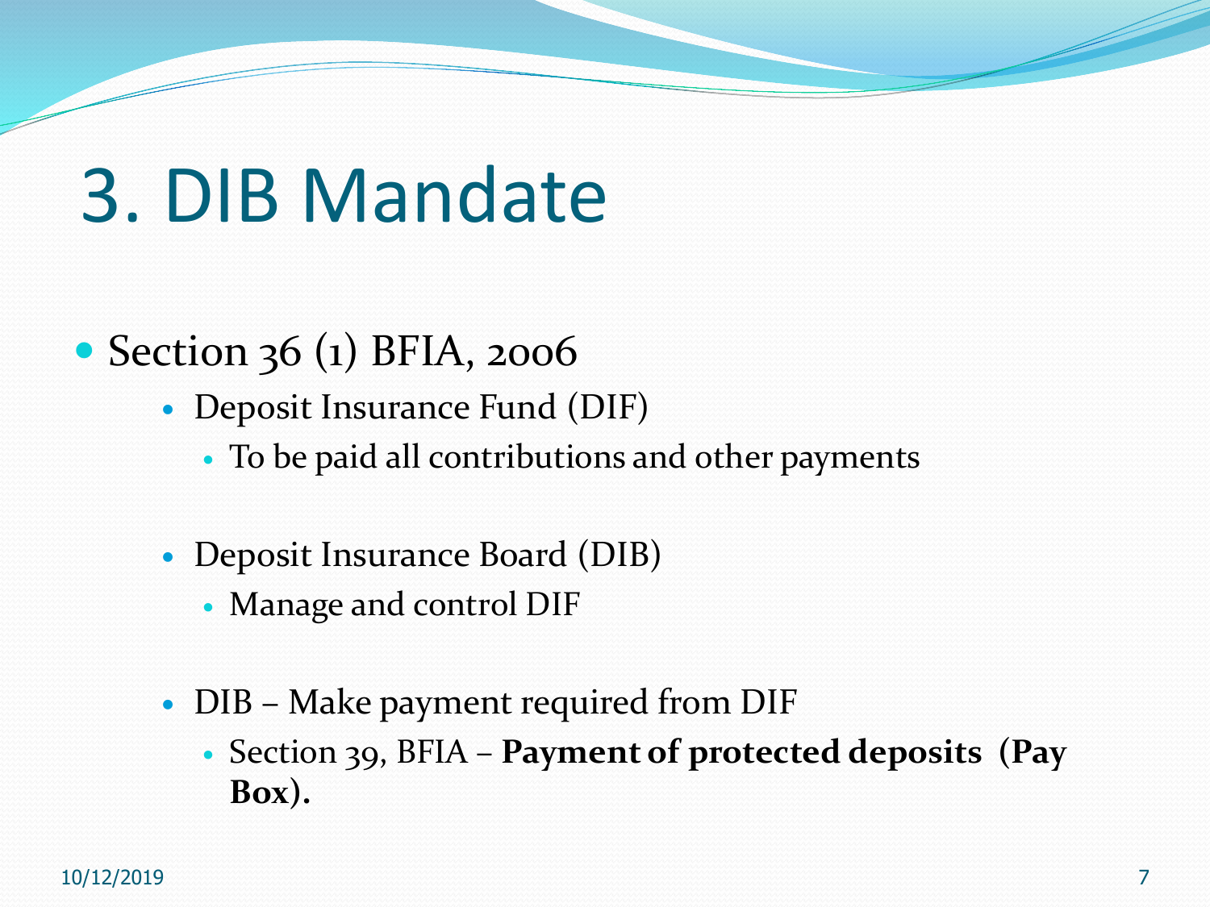# 3. DIB Mandate

- Section 36 (1) BFIA, 2006
  - Deposit Insurance Fund (DIF)
    - To be paid all contributions and other payments
  - Deposit Insurance Board (DIB)
    - Manage and control DIF
  - DIB – Make payment required from DIF
    - Section 39, BFIA – **Payment of protected deposits (Pay Box).**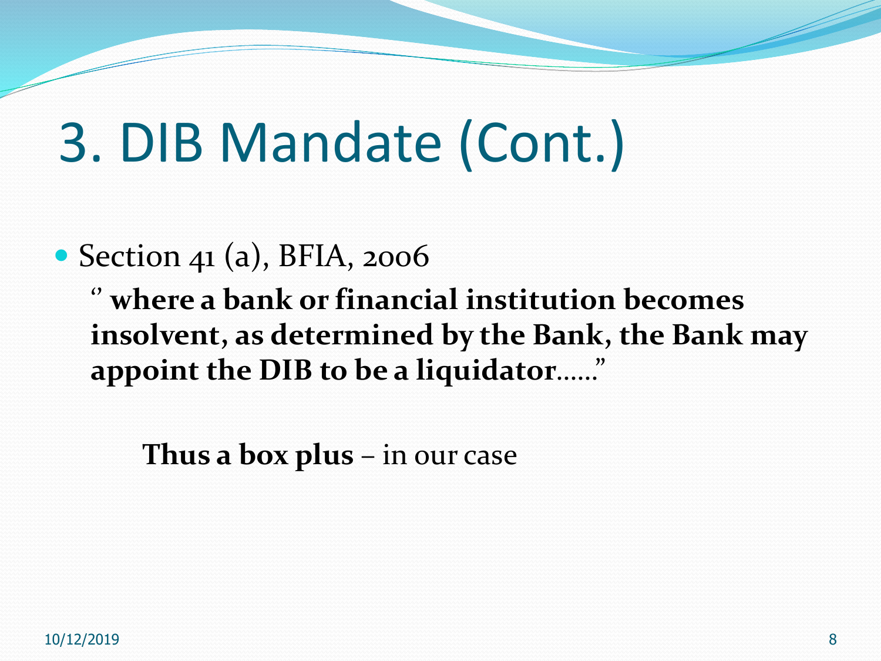# 3. DIB Mandate (Cont.)

- Section 41 (a), BFIA, 2006

  ‘’ **where a bank or financial institution becomes insolvent, as determined by the Bank, the Bank may appoint the DIB to be a liquidator**……”

  **Thus a box plus** – in our case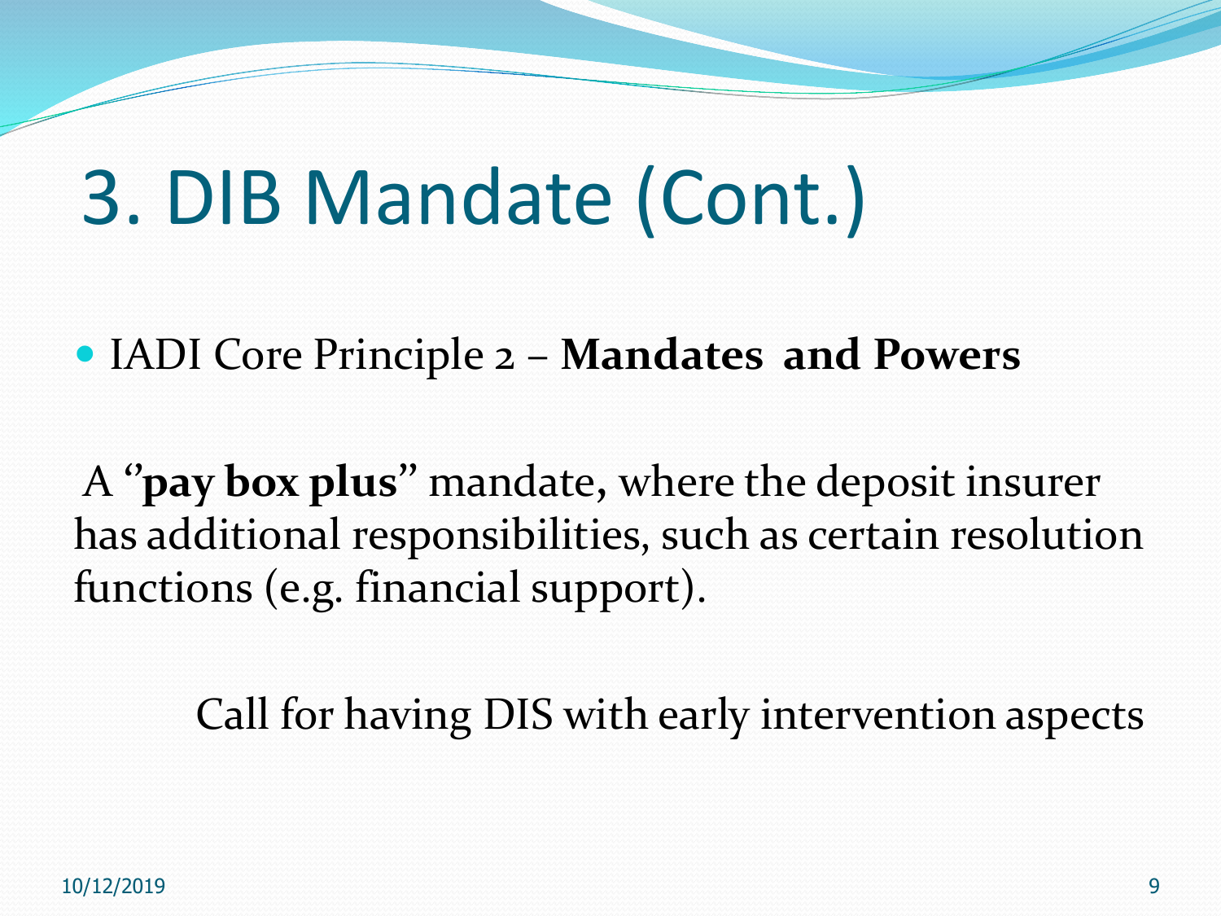# 3. DIB Mandate (Cont.)

- IADI Core Principle 2 – **Mandates and Powers**

A "**pay box plus**" mandate, where the deposit insurer has additional responsibilities, such as certain resolution functions (e.g. financial support).

Call for having DIS with early intervention aspects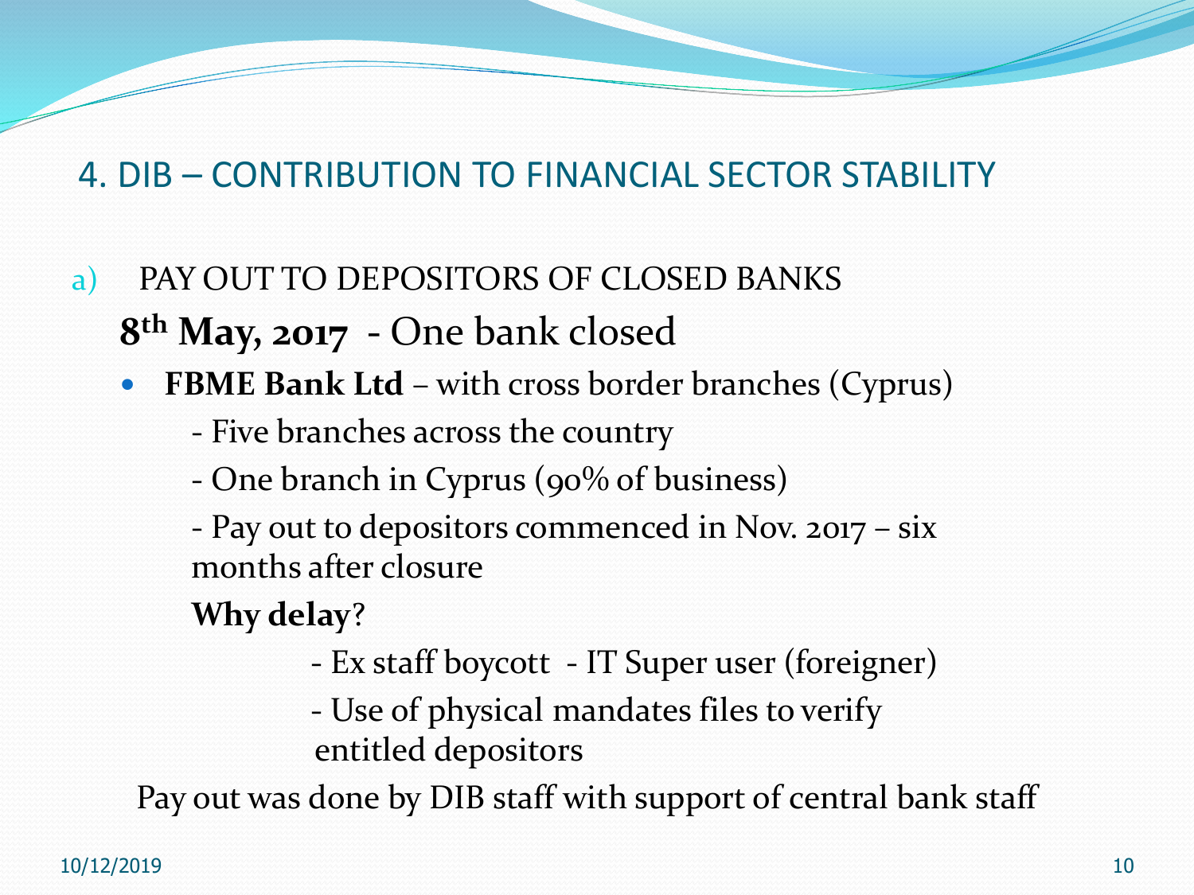# 4. DIB – CONTRIBUTION TO FINANCIAL SECTOR STABILITY

a) PAY OUT TO DEPOSITORS OF CLOSED BANKS

**8th May, 2017** - One bank closed

- **FBME Bank Ltd** – with cross border branches (Cyprus)
  - Five branches across the country
  - One branch in Cyprus (90% of business)
  - Pay out to depositors commenced in Nov. 2017 – six months after closure

  **Why delay**?

  - Ex staff boycott - IT Super user (foreigner)
  - Use of physical mandates files to verify entitled depositors

Pay out was done by DIB staff with support of central bank staff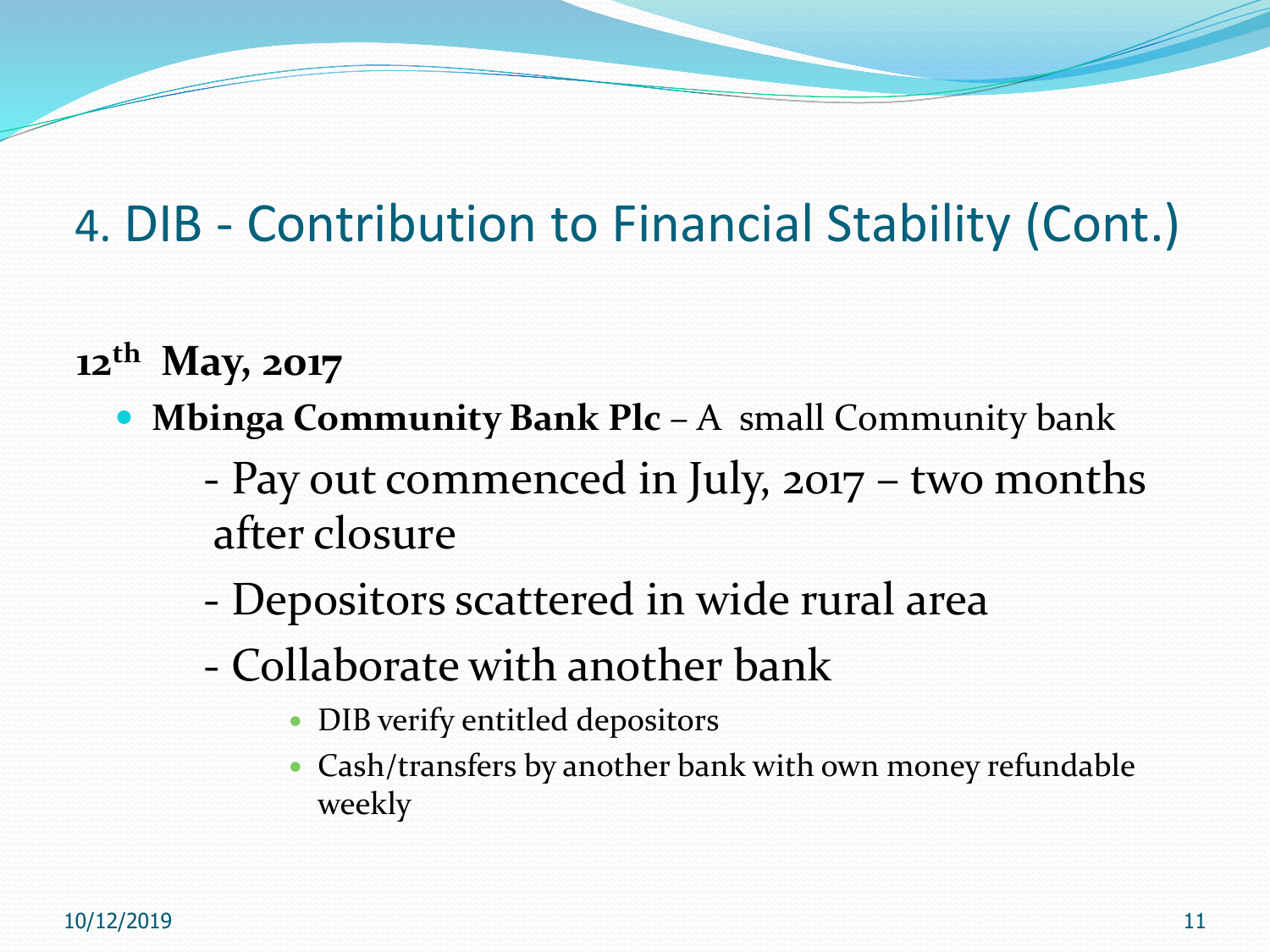# 4. DIB - Contribution to Financial Stability (Cont.)

**12th May, 2017**

- **Mbinga Community Bank Plc** – A small Community bank
  - Pay out commenced in July, 2017 – two months after closure
  - Depositors scattered in wide rural area
  - Collaborate with another bank
    - DIB verify entitled depositors
    - Cash/transfers by another bank with own money refundable weekly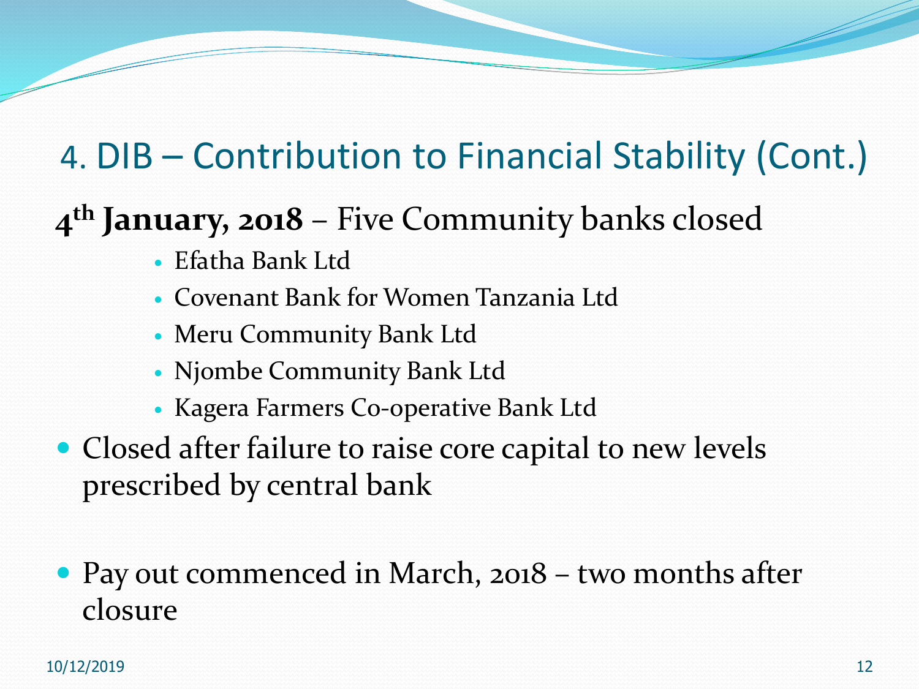# 4. DIB – Contribution to Financial Stability (Cont.)

**4th January, 2018** – Five Community banks closed

- Efatha Bank Ltd
- Covenant Bank for Women Tanzania Ltd
- Meru Community Bank Ltd
- Njombe Community Bank Ltd
- Kagera Farmers Co-operative Bank Ltd

- Closed after failure to raise core capital to new levels prescribed by central bank

- Pay out commenced in March, 2018 – two months after closure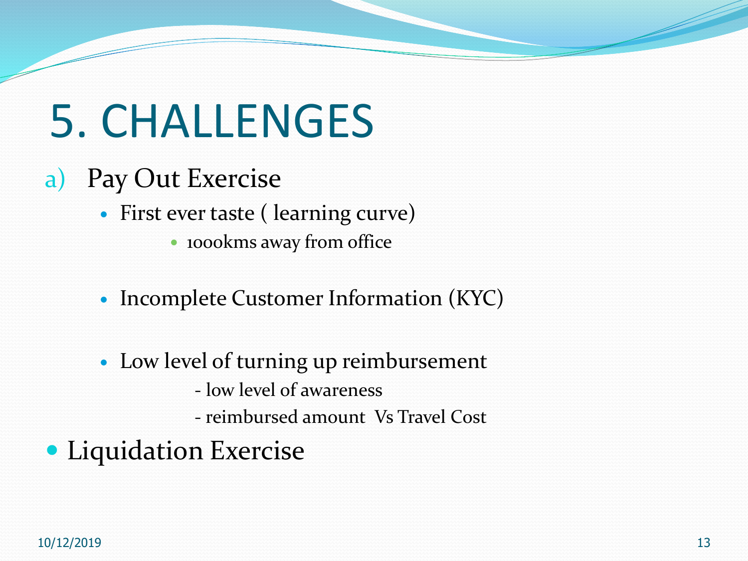# 5. CHALLENGES

a) Pay Out Exercise

- First ever taste ( learning curve)
  - 1000kms away from office
- Incomplete Customer Information (KYC)
- Low level of turning up reimbursement
  - low level of awareness
  - reimbursed amount Vs Travel Cost

- Liquidation Exercise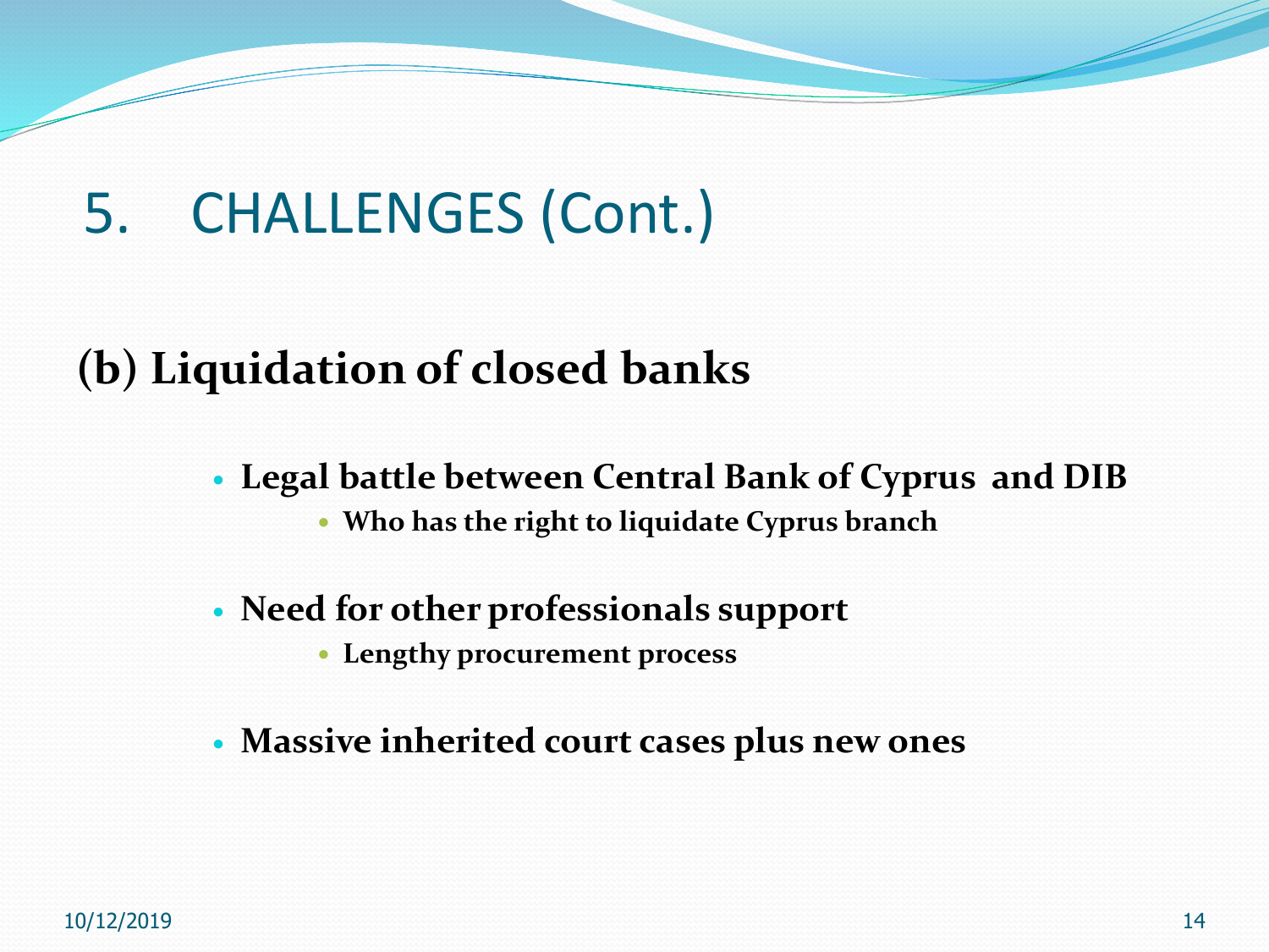# 5. CHALLENGES (Cont.)

## (b) Liquidation of closed banks

- **Legal battle between Central Bank of Cyprus and DIB**
  - **Who has the right to liquidate Cyprus branch**
- **Need for other professionals support**
  - **Lengthy procurement process**
- **Massive inherited court cases plus new ones**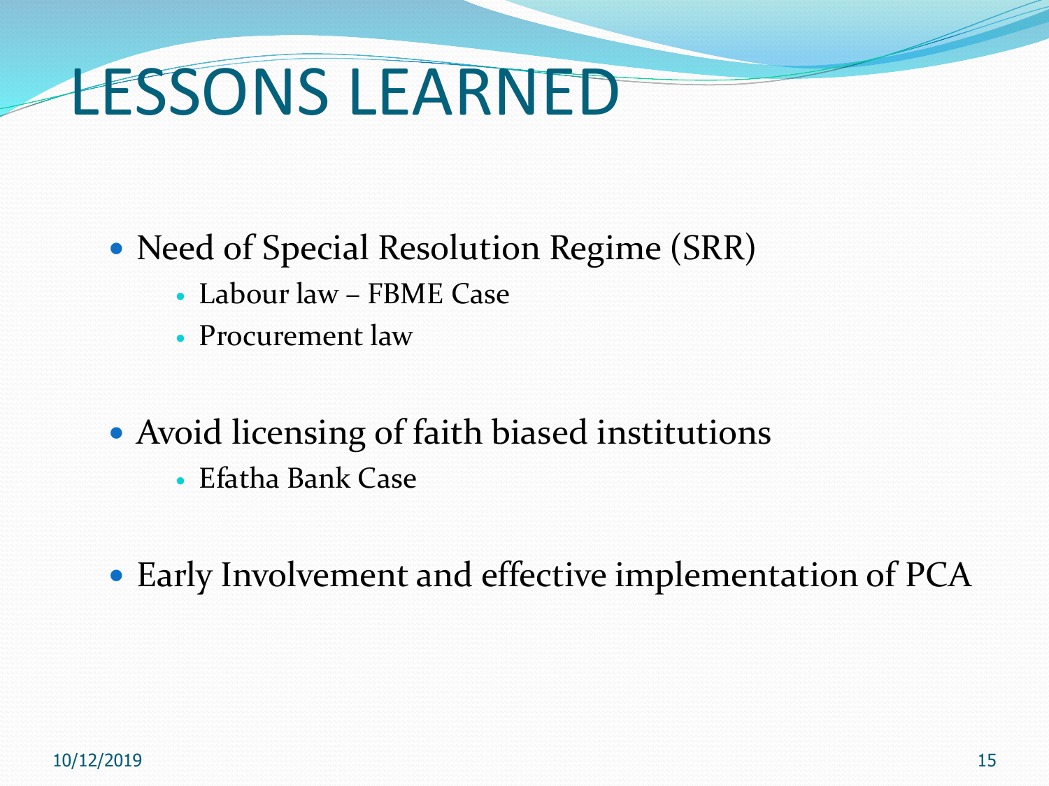# LESSONS LEARNED

- Need of Special Resolution Regime (SRR)
  - Labour law – FBME Case
  - Procurement law

- Avoid licensing of faith biased institutions
  - Efatha Bank Case

- Early Involvement and effective implementation of PCA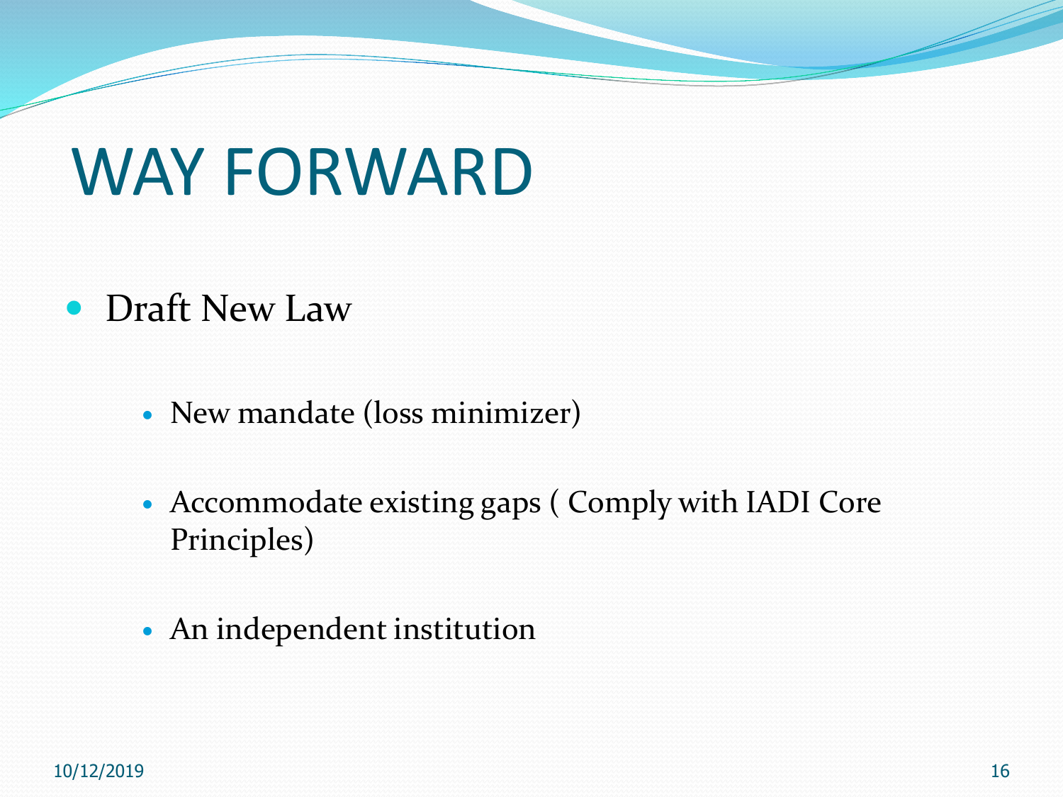# WAY FORWARD

- Draft New Law
  - New mandate (loss minimizer)
  - Accommodate existing gaps ( Comply with IADI Core Principles)
  - An independent institution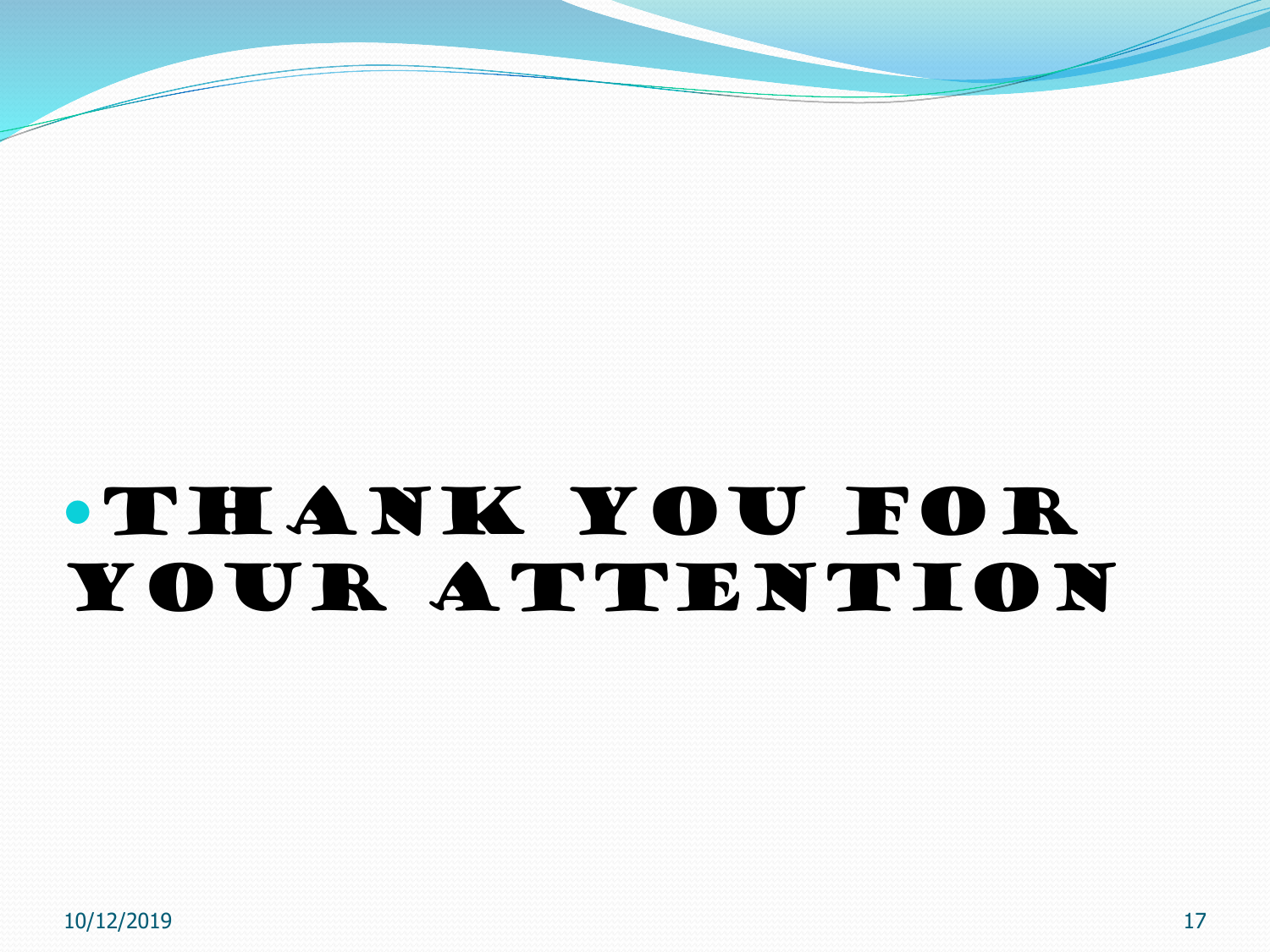- THANK YOU FOR YOUR ATTENTION